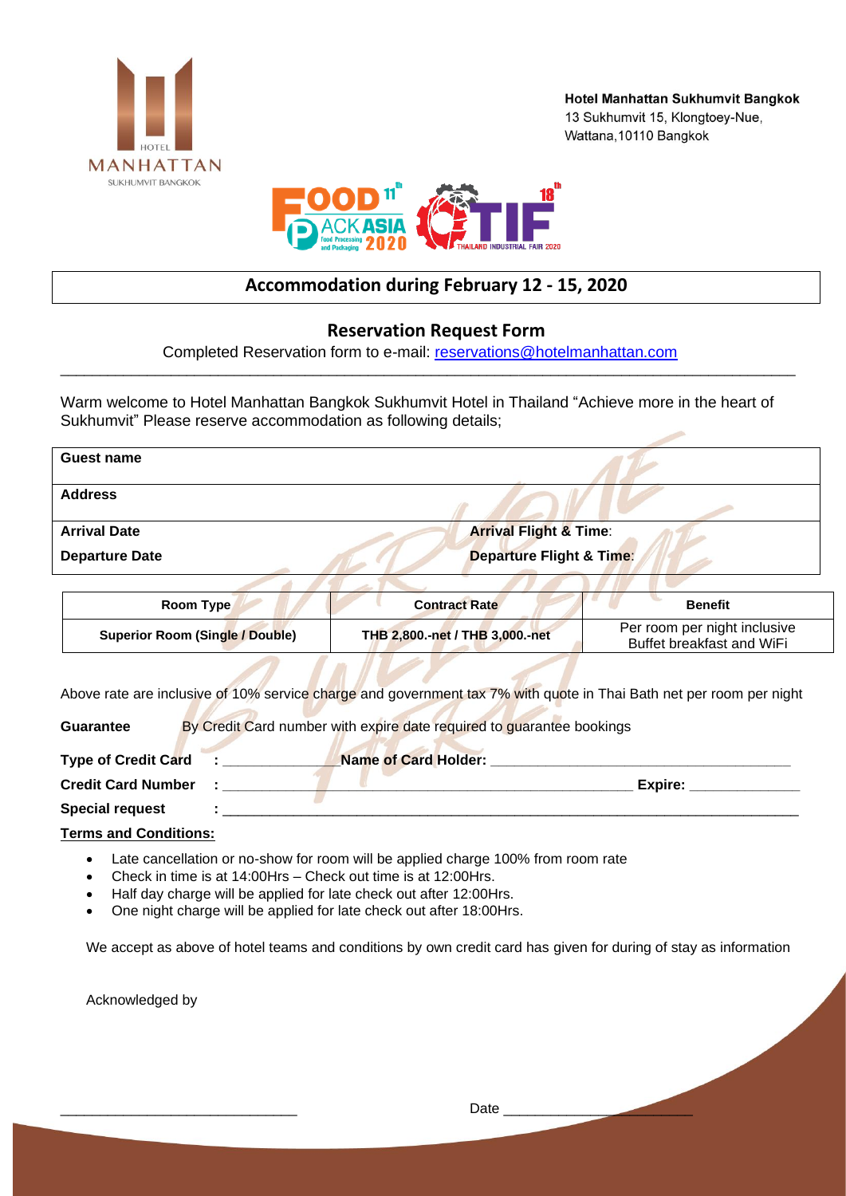**Hotel Manhattan Sukhumvit Bangkok**
13 Sukhumvit 15, Klongtoey-Nue,
Wattana,10110 Bangkok

## Accommodation during February 12 - 15, 2020

### Reservation Request Form

Completed Reservation form to e-mail: reservations@hotelmanhattan.com

---

Warm welcome to Hotel Manhattan Bangkok Sukhumvit Hotel in Thailand "Achieve more in the heart of Sukhumvit" Please reserve accommodation as following details;

| **Guest name** | |
|---|---|
| **Address** | |
| **Arrival Date** | **Arrival Flight & Time**: |
| **Departure Date** | **Departure Flight & Time**: |

| Room Type | Contract Rate | Benefit |
|---|---|---|
| **Superior Room (Single / Double)** | **THB 2,800.-net / THB 3,000.-net** | Per room per night inclusive Buffet breakfast and WiFi |

Above rate are inclusive of 10% service charge and government tax 7% with quote in Thai Bath net per room per night

**Guarantee** By Credit Card number with expire date required to guarantee bookings

**Type of Credit Card** : ______________ **Name of Card Holder:** ______________________________________

**Credit Card Number** : ______________________________________________________ **Expire:** ______________

**Special request** : ____________________________________________________________________________

**Terms and Conditions:**

- Late cancellation or no-show for room will be applied charge 100% from room rate
- Check in time is at 14:00Hrs – Check out time is at 12:00Hrs.
- Half day charge will be applied for late check out after 12:00Hrs.
- One night charge will be applied for late check out after 18:00Hrs.

We accept as above of hotel teams and conditions by own credit card has given for during of stay as information

Acknowledged by

______________________________ Date ________________________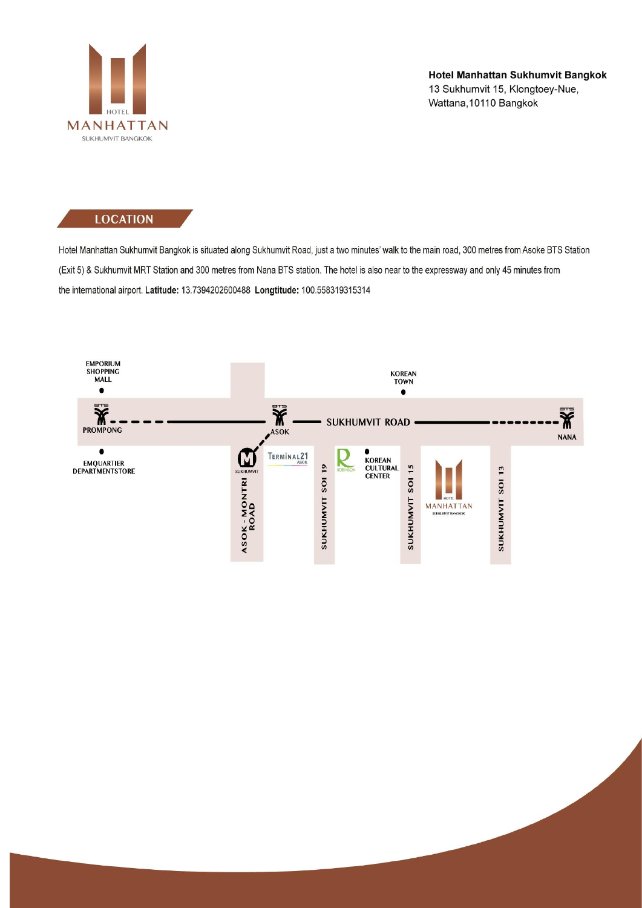HOTEL MANHATTAN SUKHUMVIT BANGKOK

**Hotel Manhattan Sukhumvit Bangkok**
13 Sukhumvit 15, Klongtoey-Nue,
Wattana,10110 Bangkok

## LOCATION

Hotel Manhattan Sukhumvit Bangkok is situated along Sukhumvit Road, just a two minutes' walk to the main road, 300 metres from Asoke BTS Station (Exit 5) & Sukhumvit MRT Station and 300 metres from Nana BTS station. The hotel is also near to the expressway and only 45 minutes from the international airport. **Latitude:** 13.7394202600488 **Longtitude:** 100.558319315314

EMPORIUM SHOPPING MALL
KOREAN TOWN
PROMPONG
ASOK
SUKHUMVIT ROAD
NANA
EMQUARTIER DEPARTMENTSTORE
SUKHUMVIT
TERMINAL21 ASOK
ROBINSON
KOREAN CULTURAL CENTER
ASOK - MONTRI ROAD
SUKHUMVIT SOI 19
SUKHUMVIT SOI 15
HOTEL MANHATTAN SUKHUMVIT BANGKOK
SUKHUMVIT SOI 13